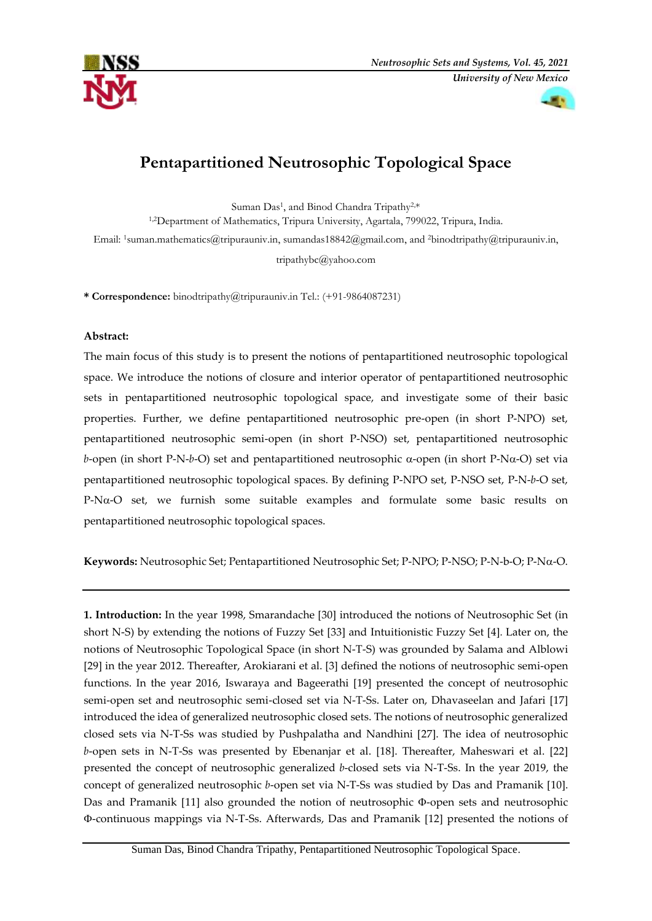# Pentapartitioned Neutrosophic Topological Space

Suman Das[1], and Binod Chandra Tripathy[2,*]

[1,2]Department of Mathematics, Tripura University, Agartala, 799022, Tripura, India.

Email: [1]suman.mathematics@tripurauniv.in, sumandas18842@gmail.com, and [2]binodtripathy@tripurauniv.in, tripathybc@yahoo.com

**\* Correspondence:** binodtripathy@tripurauniv.in Tel.: (+91-9864087231)

**Abstract:**

The main focus of this study is to present the notions of pentapartitioned neutrosophic topological space. We introduce the notions of closure and interior operator of pentapartitioned neutrosophic sets in pentapartitioned neutrosophic topological space, and investigate some of their basic properties. Further, we define pentapartitioned neutrosophic pre-open (in short P-NPO) set, pentapartitioned neutrosophic semi-open (in short P-NSO) set, pentapartitioned neutrosophic *b*-open (in short P-N-*b*-O) set and pentapartitioned neutrosophic α-open (in short P-Nα-O) set via pentapartitioned neutrosophic topological spaces. By defining P-NPO set, P-NSO set, P-N-*b*-O set, P-Nα-O set, we furnish some suitable examples and formulate some basic results on pentapartitioned neutrosophic topological spaces.

**Keywords:** Neutrosophic Set; Pentapartitioned Neutrosophic Set; P-NPO; P-NSO; P-N-b-O; P-Nα-O.

---

**1. Introduction:** In the year 1998, Smarandache [30] introduced the notions of Neutrosophic Set (in short N-S) by extending the notions of Fuzzy Set [33] and Intuitionistic Fuzzy Set [4]. Later on, the notions of Neutrosophic Topological Space (in short N-T-S) was grounded by Salama and Alblowi [29] in the year 2012. Thereafter, Arokiarani et al. [3] defined the notions of neutrosophic semi-open functions. In the year 2016, Iswaraya and Bageerathi [19] presented the concept of neutrosophic semi-open set and neutrosophic semi-closed set via N-T-Ss. Later on, Dhavaseelan and Jafari [17] introduced the idea of generalized neutrosophic closed sets. The notions of neutrosophic generalized closed sets via N-T-Ss was studied by Pushpalatha and Nandhini [27]. The idea of neutrosophic *b*-open sets in N-T-Ss was presented by Ebenanjar et al. [18]. Thereafter, Maheswari et al. [22] presented the concept of neutrosophic generalized *b*-closed sets via N-T-Ss. In the year 2019, the concept of generalized neutrosophic *b*-open set via N-T-Ss was studied by Das and Pramanik [10]. Das and Pramanik [11] also grounded the notion of neutrosophic Φ-open sets and neutrosophic Φ-continuous mappings via N-T-Ss. Afterwards, Das and Pramanik [12] presented the notions of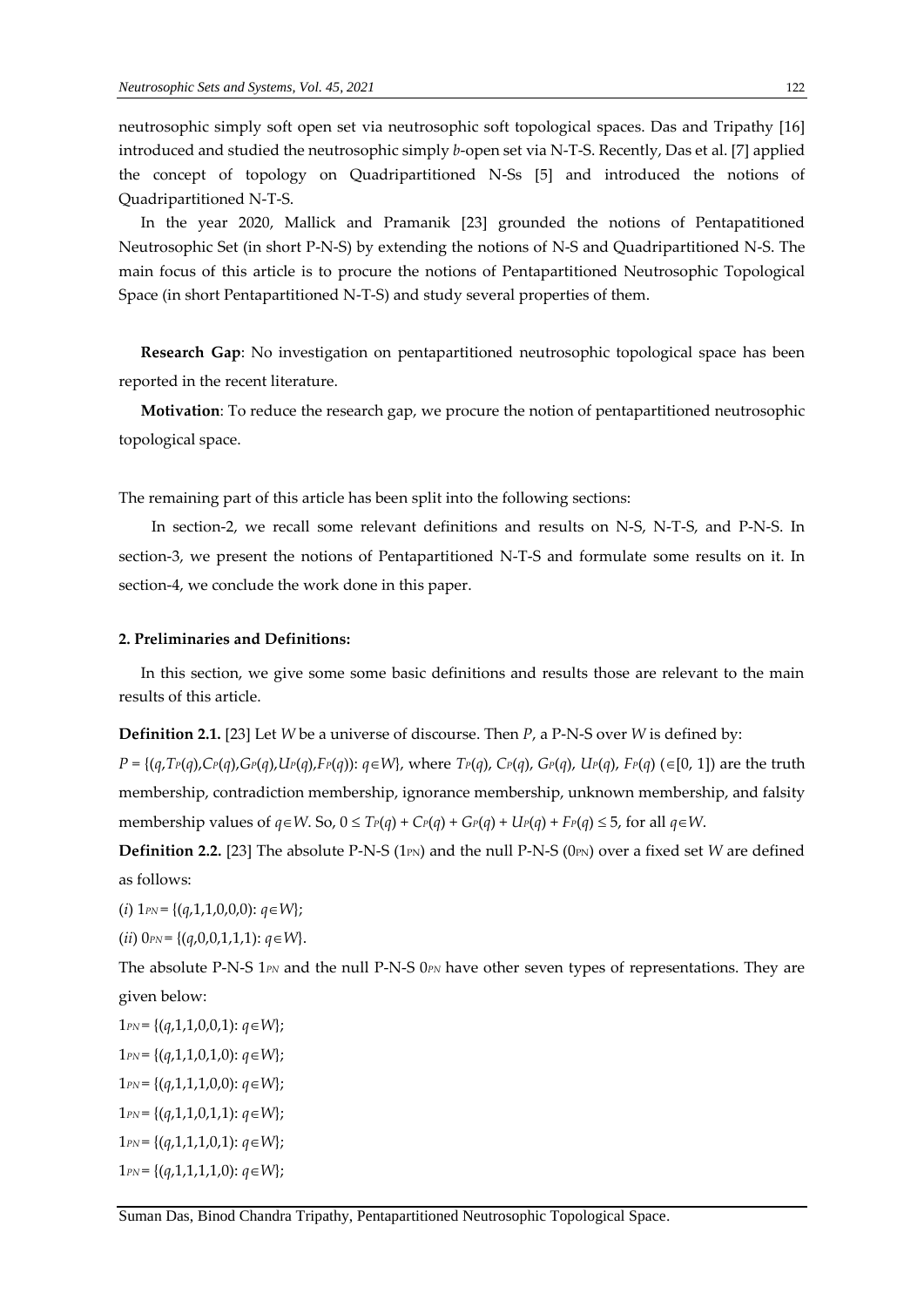neutrosophic simply soft open set via neutrosophic soft topological spaces. Das and Tripathy [16] introduced and studied the neutrosophic simply *b*-open set via N-T-S. Recently, Das et al. [7] applied the concept of topology on Quadripartitioned N-Ss [5] and introduced the notions of Quadripartitioned N-T-S.

In the year 2020, Mallick and Pramanik [23] grounded the notions of Pentapatitioned Neutrosophic Set (in short P-N-S) by extending the notions of N-S and Quadripartitioned N-S. The main focus of this article is to procure the notions of Pentapartitioned Neutrosophic Topological Space (in short Pentapartitioned N-T-S) and study several properties of them.

**Research Gap**: No investigation on pentapartitioned neutrosophic topological space has been reported in the recent literature.

**Motivation**: To reduce the research gap, we procure the notion of pentapartitioned neutrosophic topological space.

The remaining part of this article has been split into the following sections:

In section-2, we recall some relevant definitions and results on N-S, N-T-S, and P-N-S. In section-3, we present the notions of Pentapartitioned N-T-S and formulate some results on it. In section-4, we conclude the work done in this paper.

**2. Preliminaries and Definitions:**

In this section, we give some some basic definitions and results those are relevant to the main results of this article.

**Definition 2.1.** [23] Let $W$ be a universe of discourse. Then $P$, a P-N-S over $W$ is defined by:

$P = \{(q,T_P(q),C_P(q),G_P(q),U_P(q),F_P(q)): q\in W\}$, where $T_P(q)$, $C_P(q)$, $G_P(q)$, $U_P(q)$, $F_P(q)$ ($\in[0, 1]$) are the truth membership, contradiction membership, ignorance membership, unknown membership, and falsity membership values of $q\in W$. So, $0 \leq T_P(q) + C_P(q) + G_P(q) + U_P(q) + F_P(q) \leq 5$, for all $q\in W$.

**Definition 2.2.** [23] The absolute P-N-S ($1_{PN}$) and the null P-N-S ($0_{PN}$) over a fixed set $W$ are defined as follows:

(*i*) $1_{PN} = \{(q,1,1,0,0,0): q\in W\}$;

(*ii*) $0_{PN} = \{(q,0,0,1,1,1): q\in W\}$.

The absolute P-N-S $1_{PN}$ and the null P-N-S $0_{PN}$ have other seven types of representations. They are given below:

$1_{PN} = \{(q,1,1,0,0,1): q\in W\}$;

$1_{PN} = \{(q,1,1,0,1,0): q\in W\}$;

$1_{PN} = \{(q,1,1,1,0,0): q\in W\}$;

$1_{PN} = \{(q,1,1,0,1,1): q\in W\}$;

$1_{PN} = \{(q,1,1,1,0,1): q\in W\}$;

$1_{PN} = \{(q,1,1,1,1,0): q\in W\}$;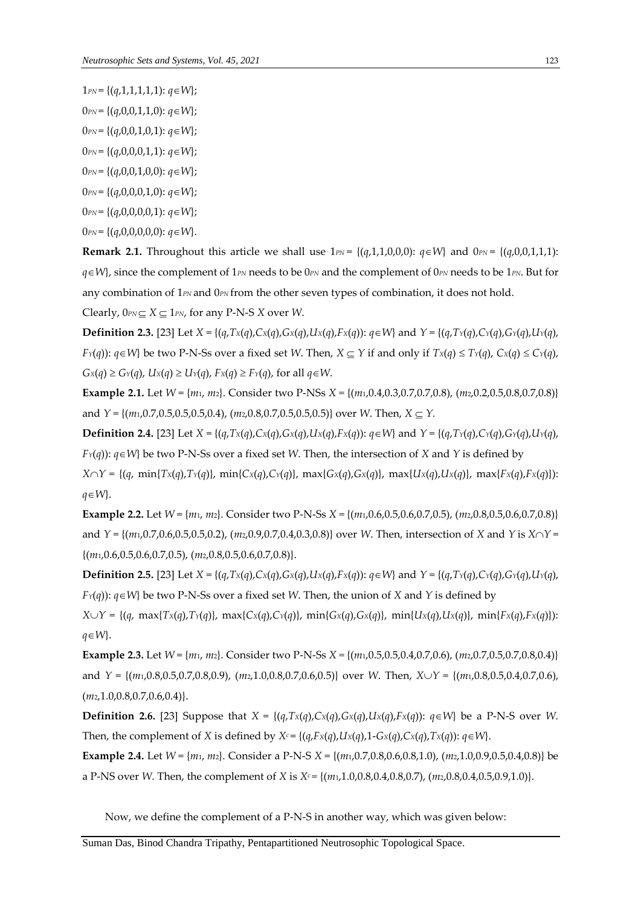$1_{PN} = \{(q,1,1,1,1,1): q \in W\}$;

$0_{PN} = \{(q,0,0,1,1,0): q \in W\}$;

$0_{PN} = \{(q,0,0,1,0,1): q \in W\}$;

$0_{PN} = \{(q,0,0,0,1,1): q \in W\}$;

$0_{PN} = \{(q,0,0,1,0,0): q \in W\}$;

$0_{PN} = \{(q,0,0,0,1,0): q \in W\}$;

$0_{PN} = \{(q,0,0,0,0,1): q \in W\}$;

$0_{PN} = \{(q,0,0,0,0,0): q \in W\}$.

**Remark 2.1.** Throughout this article we shall use $1_{PN} = \{(q,1,1,0,0,0): q \in W\}$ and $0_{PN} = \{(q,0,0,1,1,1): q \in W\}$, since the complement of $1_{PN}$ needs to be $0_{PN}$ and the complement of $0_{PN}$ needs to be $1_{PN}$. But for any combination of $1_{PN}$ and $0_{PN}$ from the other seven types of combination, it does not hold.

Clearly, $0_{PN} \subseteq X \subseteq 1_{PN}$, for any P-N-S $X$ over $W$.

**Definition 2.3.** [23] Let $X = \{(q,T_X(q),C_X(q),G_X(q),U_X(q),F_X(q)): q \in W\}$ and $Y = \{(q,T_Y(q),C_Y(q),G_Y(q),U_Y(q),F_Y(q)): q \in W\}$ be two P-N-Ss over a fixed set $W$. Then, $X \subseteq Y$ if and only if $T_X(q) \leq T_Y(q)$, $C_X(q) \leq C_Y(q)$, $G_X(q) \geq G_Y(q)$, $U_X(q) \geq U_Y(q)$, $F_X(q) \geq F_Y(q)$, for all $q \in W$.

**Example 2.1.** Let $W = \{m_1, m_2\}$. Consider two P-NSs $X = \{(m_1,0.4,0.3,0.7,0.7,0.8), (m_2,0.2,0.5,0.8,0.7,0.8)\}$ and $Y = \{(m_1,0.7,0.5,0.5,0.5,0.4), (m_2,0.8,0.7,0.5,0.5,0.5)\}$ over $W$. Then, $X \subseteq Y$.

**Definition 2.4.** [23] Let $X = \{(q,T_X(q),C_X(q),G_X(q),U_X(q),F_X(q)): q \in W\}$ and $Y = \{(q,T_Y(q),C_Y(q),G_Y(q),U_Y(q),F_Y(q)): q \in W\}$ be two P-N-Ss over a fixed set $W$. Then, the intersection of $X$ and $Y$ is defined by

$X \cap Y = \{(q, \min\{T_X(q),T_Y(q)\}, \min\{C_X(q),C_Y(q)\}, \max\{G_X(q),G_X(q)\}, \max\{U_X(q),U_X(q)\}, \max\{F_X(q),F_X(q)\}): q \in W\}$.

**Example 2.2.** Let $W = \{m_1, m_2\}$. Consider two P-N-Ss $X = \{(m_1,0.6,0.5,0.6,0.7,0.5), (m_2,0.8,0.5,0.6,0.7,0.8)\}$ and $Y = \{(m_1,0.7,0.6,0.5,0.5,0.2), (m_2,0.9,0.7,0.4,0.3,0.8)\}$ over $W$. Then, intersection of $X$ and $Y$ is $X \cap Y = \{(m_1,0.6,0.5,0.6,0.7,0.5), (m_2,0.8,0.5,0.6,0.7,0.8)\}$.

**Definition 2.5.** [23] Let $X = \{(q,T_X(q),C_X(q),G_X(q),U_X(q),F_X(q)): q \in W\}$ and $Y = \{(q,T_Y(q),C_Y(q),G_Y(q),U_Y(q),F_Y(q)): q \in W\}$ be two P-N-Ss over a fixed set $W$. Then, the union of $X$ and $Y$ is defined by

$X \cup Y = \{(q, \max\{T_X(q),T_Y(q)\}, \max\{C_X(q),C_Y(q)\}, \min\{G_X(q),G_X(q)\}, \min\{U_X(q),U_X(q)\}, \min\{F_X(q),F_X(q)\}): q \in W\}$.

**Example 2.3.** Let $W = \{m_1, m_2\}$. Consider two P-N-Ss $X = \{(m_1,0.5,0.5,0.4,0.7,0.6), (m_2,0.7,0.5,0.7,0.8,0.4)\}$ and $Y = \{(m_1,0.8,0.5,0.7,0.8,0.9), (m_2,1.0,0.8,0.7,0.6,0.5)\}$ over $W$. Then, $X \cup Y = \{(m_1,0.8,0.5,0.4,0.7,0.6), (m_2,1.0,0.8,0.7,0.6,0.4)\}$.

**Definition 2.6.** [23] Suppose that $X = \{(q,T_X(q),C_X(q),G_X(q),U_X(q),F_X(q)): q \in W\}$ be a P-N-S over $W$. Then, the complement of $X$ is defined by $X^c = \{(q,F_X(q),U_X(q),1\text{-}G_X(q),C_X(q),T_X(q)): q \in W\}$.

**Example 2.4.** Let $W = \{m_1, m_2\}$. Consider a P-N-S $X = \{(m_1,0.7,0.8,0.6,0.8,1.0), (m_2,1.0,0.9,0.5,0.4,0.8)\}$ be a P-NS over $W$. Then, the complement of $X$ is $X^c = \{(m_1,1.0,0.8,0.4,0.8,0.7), (m_2,0.8,0.4,0.5,0.9,1.0)\}$.

Now, we define the complement of a P-N-S in another way, which was given below: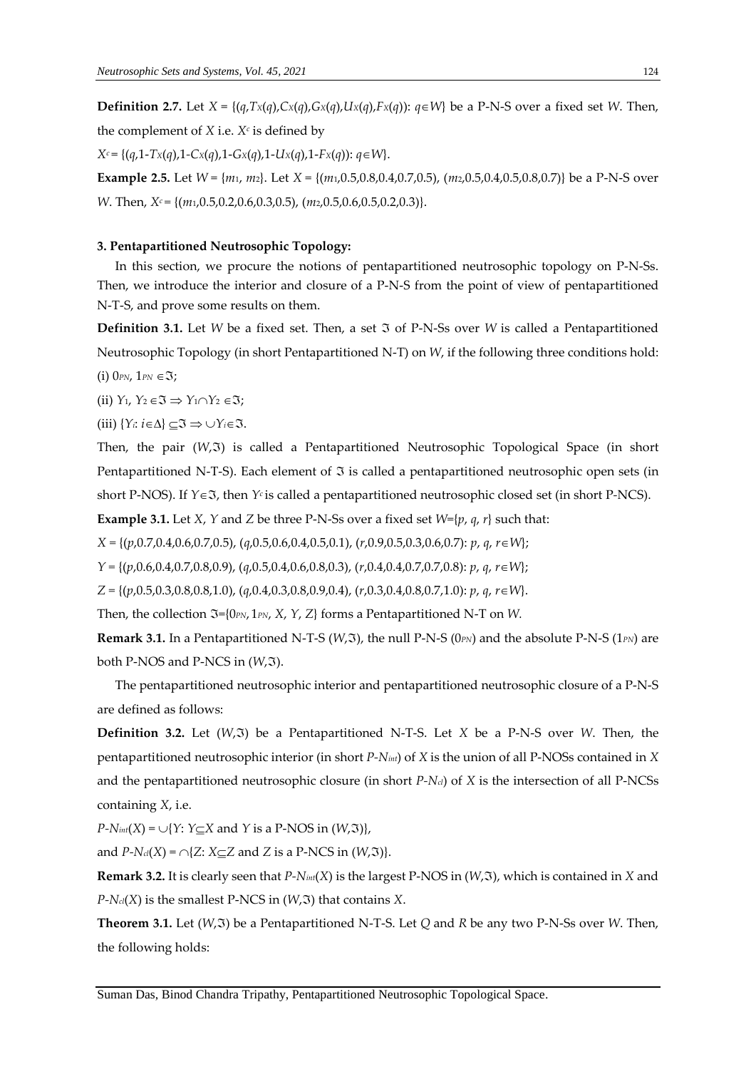**Definition 2.7.** Let $X = \{(q, T_X(q), C_X(q), G_X(q), U_X(q), F_X(q)): q \in W\}$ be a P-N-S over a fixed set $W$. Then, the complement of $X$ i.e. $X^c$ is defined by

$X^c = \{(q, 1-T_X(q), 1-C_X(q), 1-G_X(q), 1-U_X(q), 1-F_X(q)): q \in W\}$.

**Example 2.5.** Let $W = \{m_1, m_2\}$. Let $X = \{(m_1, 0.5, 0.8, 0.4, 0.7, 0.5), (m_2, 0.5, 0.4, 0.5, 0.8, 0.7)\}$ be a P-N-S over $W$. Then, $X^c = \{(m_1, 0.5, 0.2, 0.6, 0.3, 0.5), (m_2, 0.5, 0.6, 0.5, 0.2, 0.3)\}$.

### 3. Pentapartitioned Neutrosophic Topology:

In this section, we procure the notions of pentapartitioned neutrosophic topology on P-N-Ss. Then, we introduce the interior and closure of a P-N-S from the point of view of pentapartitioned N-T-S, and prove some results on them.

**Definition 3.1.** Let $W$ be a fixed set. Then, a set $\Im$ of P-N-Ss over $W$ is called a Pentapartitioned Neutrosophic Topology (in short Pentapartitioned N-T) on $W$, if the following three conditions hold:

(i) $0_{PN}$, $1_{PN} \in \Im$;

(ii) $Y_1, Y_2 \in \Im \Rightarrow Y_1 \cap Y_2 \in \Im$;

(iii) $\{Y_i: i \in \Delta\} \subseteq \Im \Rightarrow \cup Y_i \in \Im$.

Then, the pair $(W, \Im)$ is called a Pentapartitioned Neutrosophic Topological Space (in short Pentapartitioned N-T-S). Each element of $\Im$ is called a pentapartitioned neutrosophic open sets (in short P-NOS). If $Y \in \Im$, then $Y^c$ is called a pentapartitioned neutrosophic closed set (in short P-NCS).

**Example 3.1.** Let $X$, $Y$ and $Z$ be three P-N-Ss over a fixed set $W = \{p, q, r\}$ such that:

$X = \{(p, 0.7, 0.4, 0.6, 0.7, 0.5), (q, 0.5, 0.6, 0.4, 0.5, 0.1), (r, 0.9, 0.5, 0.3, 0.6, 0.7): p, q, r \in W\}$;

$Y = \{(p, 0.6, 0.4, 0.7, 0.8, 0.9), (q, 0.5, 0.4, 0.6, 0.8, 0.3), (r, 0.4, 0.4, 0.7, 0.7, 0.8): p, q, r \in W\}$;

$Z = \{(p, 0.5, 0.3, 0.8, 0.8, 1.0), (q, 0.4, 0.3, 0.8, 0.9, 0.4), (r, 0.3, 0.4, 0.8, 0.7, 1.0): p, q, r \in W\}$.

Then, the collection $\Im = \{0_{PN}, 1_{PN}, X, Y, Z\}$ forms a Pentapartitioned N-T on $W$.

**Remark 3.1.** In a Pentapartitioned N-T-S $(W, \Im)$, the null P-N-S $(0_{PN})$ and the absolute P-N-S $(1_{PN})$ are both P-NOS and P-NCS in $(W, \Im)$.

The pentapartitioned neutrosophic interior and pentapartitioned neutrosophic closure of a P-N-S are defined as follows:

**Definition 3.2.** Let $(W, \Im)$ be a Pentapartitioned N-T-S. Let $X$ be a P-N-S over $W$. Then, the pentapartitioned neutrosophic interior (in short $P\text{-}N_{int}$) of $X$ is the union of all P-NOSs contained in $X$ and the pentapartitioned neutrosophic closure (in short $P\text{-}N_{cl}$) of $X$ is the intersection of all P-NCSs containing $X$, i.e.

$P\text{-}N_{int}(X) = \cup\{Y: Y \subseteq X$ and $Y$ is a P-NOS in $(W, \Im)\}$,

and $P\text{-}N_{cl}(X) = \cap\{Z: X \subseteq Z$ and $Z$ is a P-NCS in $(W, \Im)\}$.

**Remark 3.2.** It is clearly seen that $P\text{-}N_{int}(X)$ is the largest P-NOS in $(W, \Im)$, which is contained in $X$ and $P\text{-}N_{cl}(X)$ is the smallest P-NCS in $(W, \Im)$ that contains $X$.

**Theorem 3.1.** Let $(W, \Im)$ be a Pentapartitioned N-T-S. Let $Q$ and $R$ be any two P-N-Ss over $W$. Then, the following holds: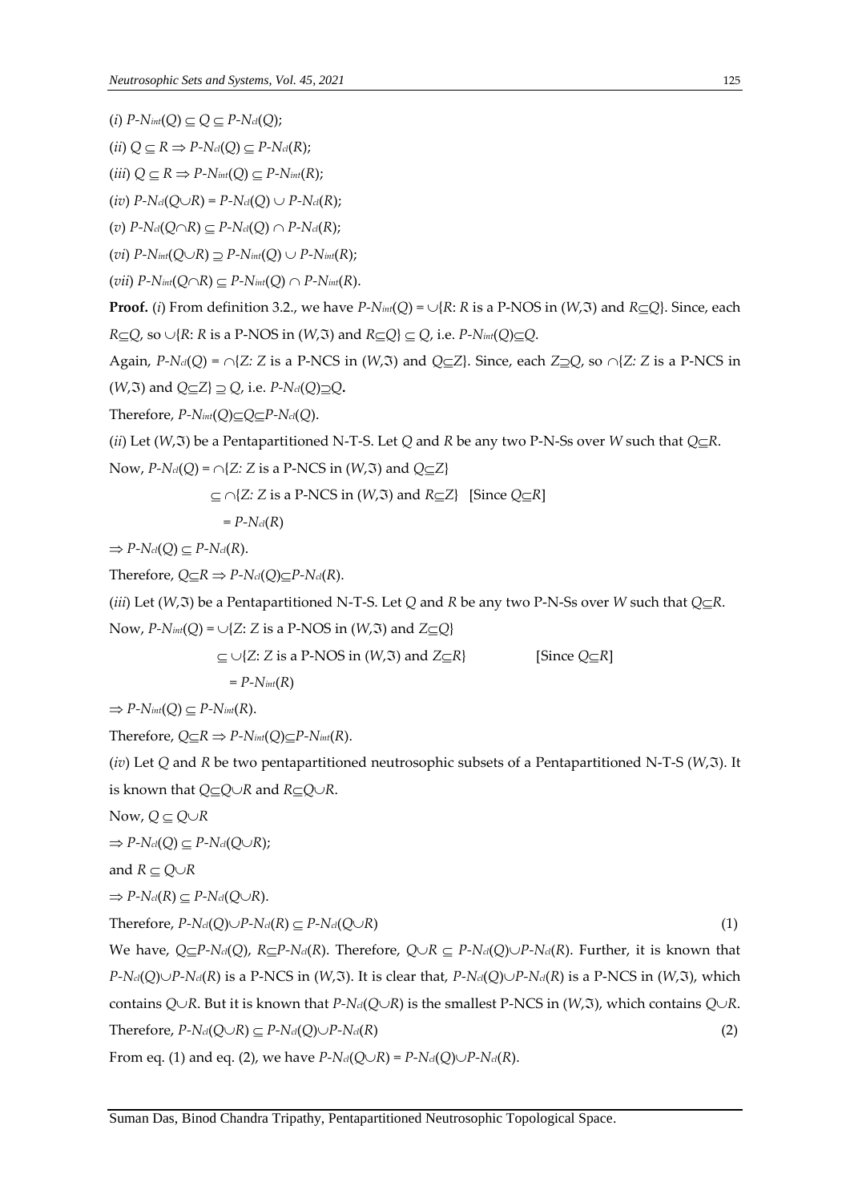($i$) $P\text{-}N_{int}(Q) \subseteq Q \subseteq P\text{-}N_{cl}(Q)$;

($ii$) $Q \subseteq R \Rightarrow P\text{-}N_{cl}(Q) \subseteq P\text{-}N_{cl}(R)$;

($iii$) $Q \subseteq R \Rightarrow P\text{-}N_{int}(Q) \subseteq P\text{-}N_{int}(R)$;

($iv$) $P\text{-}N_{cl}(Q \cup R) = P\text{-}N_{cl}(Q) \cup P\text{-}N_{cl}(R)$;

($v$) $P\text{-}N_{cl}(Q \cap R) \subseteq P\text{-}N_{cl}(Q) \cap P\text{-}N_{cl}(R)$;

($vi$) $P\text{-}N_{int}(Q \cup R) \supseteq P\text{-}N_{int}(Q) \cup P\text{-}N_{int}(R)$;

($vii$) $P\text{-}N_{int}(Q \cap R) \subseteq P\text{-}N_{int}(Q) \cap P\text{-}N_{int}(R)$.

**Proof.** ($i$) From definition 3.2., we have $P\text{-}N_{int}(Q) = \cup\{R: R$ is a P-NOS in $(W,\mathfrak{I})$ and $R \subseteq Q\}$. Since, each $R \subseteq Q$, so $\cup\{R: R$ is a P-NOS in $(W,\mathfrak{I})$ and $R \subseteq Q\} \subseteq Q$, i.e. $P\text{-}N_{int}(Q) \subseteq Q$.

Again, $P\text{-}N_{cl}(Q) = \cap\{Z: Z$ is a P-NCS in $(W,\mathfrak{I})$ and $Q \subseteq Z\}$. Since, each $Z \supseteq Q$, so $\cap\{Z: Z$ is a P-NCS in $(W,\mathfrak{I})$ and $Q \subseteq Z\} \supseteq Q$, i.e. $P\text{-}N_{cl}(Q) \supseteq Q$.

Therefore, $P\text{-}N_{int}(Q) \subseteq Q \subseteq P\text{-}N_{cl}(Q)$.

($ii$) Let $(W,\mathfrak{I})$ be a Pentapartitioned N-T-S. Let $Q$ and $R$ be any two P-N-Ss over $W$ such that $Q \subseteq R$.

Now, $P\text{-}N_{cl}(Q) = \cap\{Z: Z$ is a P-NCS in $(W,\mathfrak{I})$ and $Q \subseteq Z\}$

$\subseteq \cap\{Z: Z$ is a P-NCS in $(W,\mathfrak{I})$ and $R \subseteq Z\}$ [Since $Q \subseteq R$]

$= P\text{-}N_{cl}(R)$

$\Rightarrow P\text{-}N_{cl}(Q) \subseteq P\text{-}N_{cl}(R)$.

Therefore, $Q \subseteq R \Rightarrow P\text{-}N_{cl}(Q) \subseteq P\text{-}N_{cl}(R)$.

($iii$) Let $(W,\mathfrak{I})$ be a Pentapartitioned N-T-S. Let $Q$ and $R$ be any two P-N-Ss over $W$ such that $Q \subseteq R$.

Now, $P\text{-}N_{int}(Q) = \cup\{Z: Z$ is a P-NOS in $(W,\mathfrak{I})$ and $Z \subseteq Q\}$

$\subseteq \cup\{Z: Z$ is a P-NOS in $(W,\mathfrak{I})$ and $Z \subseteq R\}$ [Since $Q \subseteq R$]

$= P\text{-}N_{int}(R)$

$\Rightarrow P\text{-}N_{int}(Q) \subseteq P\text{-}N_{int}(R)$.

Therefore, $Q \subseteq R \Rightarrow P\text{-}N_{int}(Q) \subseteq P\text{-}N_{int}(R)$.

($iv$) Let $Q$ and $R$ be two pentapartitioned neutrosophic subsets of a Pentapartitioned N-T-S $(W,\mathfrak{I})$. It is known that $Q \subseteq Q \cup R$ and $R \subseteq Q \cup R$.

Now, $Q \subseteq Q \cup R$

$\Rightarrow P\text{-}N_{cl}(Q) \subseteq P\text{-}N_{cl}(Q \cup R)$;

and $R \subseteq Q \cup R$

$\Rightarrow P\text{-}N_{cl}(R) \subseteq P\text{-}N_{cl}(Q \cup R)$.

Therefore, $P\text{-}N_{cl}(Q) \cup P\text{-}N_{cl}(R) \subseteq P\text{-}N_{cl}(Q \cup R)$ (1)

We have, $Q \subseteq P\text{-}N_{cl}(Q)$, $R \subseteq P\text{-}N_{cl}(R)$. Therefore, $Q \cup R \subseteq P\text{-}N_{cl}(Q) \cup P\text{-}N_{cl}(R)$. Further, it is known that $P\text{-}N_{cl}(Q) \cup P\text{-}N_{cl}(R)$ is a P-NCS in $(W,\mathfrak{I})$. It is clear that, $P\text{-}N_{cl}(Q) \cup P\text{-}N_{cl}(R)$ is a P-NCS in $(W,\mathfrak{I})$, which contains $Q \cup R$. But it is known that $P\text{-}N_{cl}(Q \cup R)$ is the smallest P-NCS in $(W,\mathfrak{I})$, which contains $Q \cup R$.

Therefore, $P\text{-}N_{cl}(Q \cup R) \subseteq P\text{-}N_{cl}(Q) \cup P\text{-}N_{cl}(R)$ (2)

From eq. (1) and eq. (2), we have $P\text{-}N_{cl}(Q \cup R) = P\text{-}N_{cl}(Q) \cup P\text{-}N_{cl}(R)$.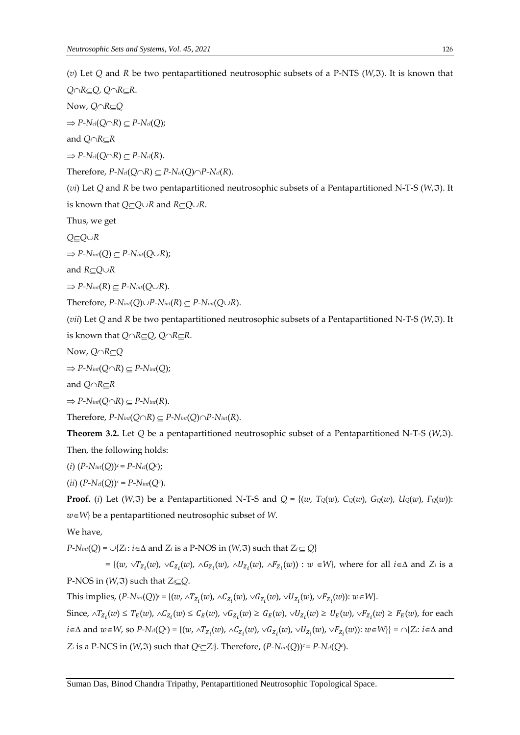($v$) Let $Q$ and $R$ be two pentapartitioned neutrosophic subsets of a P-NTS $(W,\mathfrak{I})$. It is known that $Q\cap R\subseteq Q$, $Q\cap R\subseteq R$.

Now, $Q\cap R\subseteq Q$

$\Rightarrow P\text{-}N_{cl}(Q\cap R) \subseteq P\text{-}N_{cl}(Q)$;

and $Q\cap R\subseteq R$

$\Rightarrow P\text{-}N_{cl}(Q\cap R) \subseteq P\text{-}N_{cl}(R)$.

Therefore, $P\text{-}N_{cl}(Q\cap R) \subseteq P\text{-}N_{cl}(Q)\cap P\text{-}N_{cl}(R)$.

($vi$) Let $Q$ and $R$ be two pentapartitioned neutrosophic subsets of a Pentapartitioned N-T-S $(W,\mathfrak{I})$. It is known that $Q\subseteq Q\cup R$ and $R\subseteq Q\cup R$.

Thus, we get

$Q\subseteq Q\cup R$

$\Rightarrow P\text{-}N_{int}(Q) \subseteq P\text{-}N_{int}(Q\cup R)$;

and $R\subseteq Q\cup R$

$\Rightarrow P\text{-}N_{int}(R) \subseteq P\text{-}N_{int}(Q\cup R)$.

Therefore, $P\text{-}N_{int}(Q)\cup P\text{-}N_{int}(R) \subseteq P\text{-}N_{int}(Q\cup R)$.

($vii$) Let $Q$ and $R$ be two pentapartitioned neutrosophic subsets of a Pentapartitioned N-T-S $(W,\mathfrak{I})$. It is known that $Q\cap R\subseteq Q$, $Q\cap R\subseteq R$.

Now, $Q\cap R\subseteq Q$

$\Rightarrow P\text{-}N_{int}(Q\cap R) \subseteq P\text{-}N_{int}(Q)$;

and $Q\cap R\subseteq R$

$\Rightarrow P\text{-}N_{int}(Q\cap R) \subseteq P\text{-}N_{int}(R)$.

Therefore, $P\text{-}N_{int}(Q\cap R) \subseteq P\text{-}N_{int}(Q)\cap P\text{-}N_{int}(R)$.

**Theorem 3.2.** Let $Q$ be a pentapartitioned neutrosophic subset of a Pentapartitioned N-T-S $(W,\mathfrak{I})$. Then, the following holds:

($i$) $(P\text{-}N_{int}(Q))^c = P\text{-}N_{cl}(Q^c)$;

($ii$) $(P\text{-}N_{cl}(Q))^c = P\text{-}N_{int}(Q^c)$.

**Proof.** ($i$) Let $(W,\mathfrak{I})$ be a Pentapartitioned N-T-S and $Q = \{(w, T_Q(w), C_Q(w), G_Q(w), U_Q(w), F_Q(w)): w\in W\}$ be a pentapartitioned neutrosophic subset of $W$.

We have,

$P\text{-}N_{int}(Q) = \cup\{Z_i : i\in\Delta$ and $Z_i$ is a P-NOS in $(W,\mathfrak{I})$ such that $Z_i\subseteq Q\}$

$= \{(w, \vee T_{Z_i}(w), \vee C_{Z_i}(w), \wedge G_{Z_i}(w), \wedge U_{Z_i}(w), \wedge F_{Z_i}(w)) : w \in W\}$, where for all $i\in\Delta$ and $Z_i$ is a P-NOS in $(W,\mathfrak{I})$ such that $Z_i\subseteq Q$.

This implies, $(P\text{-}N_{int}(Q))^c = \{(w, \wedge T_{Z_i}(w), \wedge C_{Z_i}(w), \vee G_{Z_i}(w), \vee U_{Z_i}(w), \vee F_{Z_i}(w)): w\in W\}$.

Since, $\wedge T_{Z_i}(w) \leq T_E(w)$, $\wedge C_{Z_i}(w) \leq C_E(w)$, $\vee G_{Z_i}(w) \geq G_E(w)$, $\vee U_{Z_i}(w) \geq U_E(w)$, $\vee F_{Z_i}(w) \geq F_E(w)$, for each $i\in\Delta$ and $w\in W$, so $P\text{-}N_{cl}(Q^c) = \{(w, \wedge T_{Z_i}(w), \wedge C_{Z_i}(w), \vee G_{Z_i}(w), \vee U_{Z_i}(w), \vee F_{Z_i}(w)): w\in W\}\} = \cap\{Z_i: i\in\Delta$ and $Z_i$ is a P-NCS in $(W,\mathfrak{I})$ such that $Q^c\subseteq Z_i\}$. Therefore, $(P\text{-}N_{int}(Q))^c = P\text{-}N_{cl}(Q^c)$.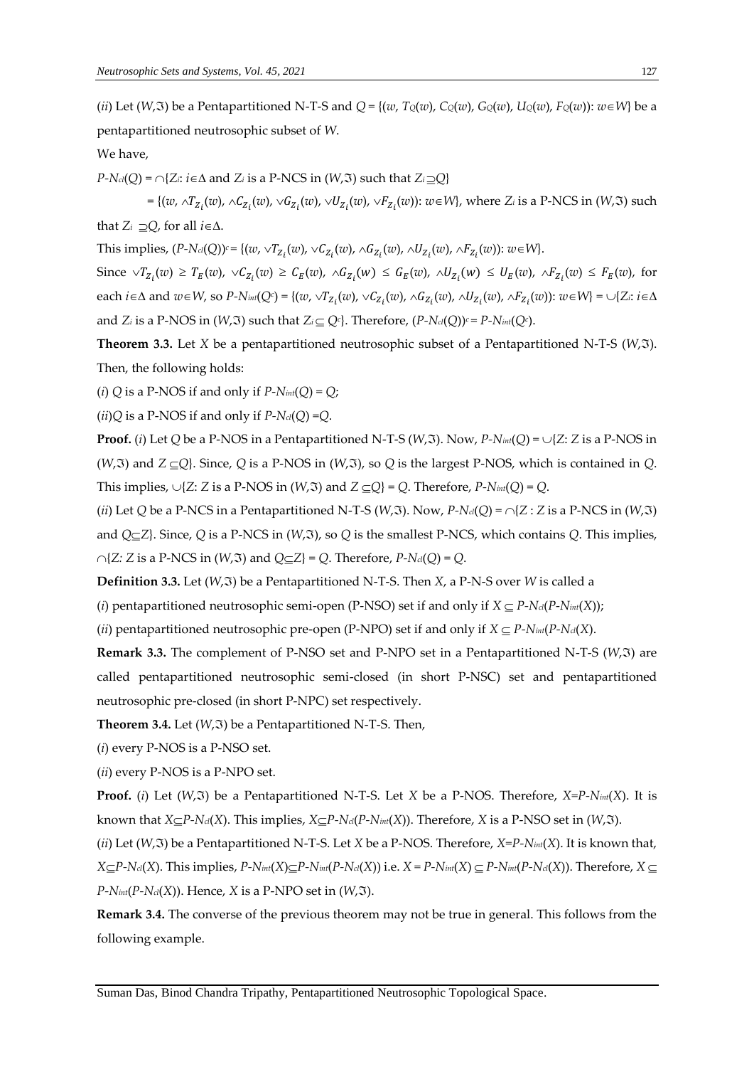(*ii*) Let $(W,\Im)$ be a Pentapartitioned N-T-S and $Q = \{(w, T_Q(w), C_Q(w), G_Q(w), U_Q(w), F_Q(w)): w \in W\}$ be a pentapartitioned neutrosophic subset of $W$.

We have,

$P\text{-}N_{cl}(Q) = \cap\{Z_i: i \in \Delta$ and $Z_i$ is a P-NCS in $(W,\Im)$ such that $Z_i \supseteq Q\}$

$= \{(w, \wedge T_{Z_i}(w), \wedge C_{Z_i}(w), \vee G_{Z_i}(w), \vee U_{Z_i}(w), \vee F_{Z_i}(w)): w \in W\}$, where $Z_i$ is a P-NCS in $(W,\Im)$ such that $Z_i \supseteq Q$, for all $i \in \Delta$.

This implies, $(P\text{-}N_{cl}(Q))^c = \{(w, \vee T_{Z_i}(w), \vee C_{Z_i}(w), \wedge G_{Z_i}(w), \wedge U_{Z_i}(w), \wedge F_{Z_i}(w)): w \in W\}$.

Since $\vee T_{Z_i}(w) \geq T_E(w)$, $\vee C_{Z_i}(w) \geq C_E(w)$, $\wedge G_{Z_i}(w) \leq G_E(w)$, $\wedge U_{Z_i}(w) \leq U_E(w)$, $\wedge F_{Z_i}(w) \leq F_E(w)$, for each $i \in \Delta$ and $w \in W$, so $P\text{-}N_{int}(Q^c) = \{(w, \vee T_{Z_i}(w), \vee C_{Z_i}(w), \wedge G_{Z_i}(w), \wedge U_{Z_i}(w), \wedge F_{Z_i}(w)): w \in W\} = \cup\{Z_i: i \in \Delta$ and $Z_i$ is a P-NOS in $(W,\Im)$ such that $Z_i \subseteq Q^c\}$. Therefore, $(P\text{-}N_{cl}(Q))^c = P\text{-}N_{int}(Q^c)$.

**Theorem 3.3.** Let $X$ be a pentapartitioned neutrosophic subset of a Pentapartitioned N-T-S $(W,\Im)$. Then, the following holds:

(*i*) $Q$ is a P-NOS if and only if $P\text{-}N_{int}(Q) = Q$;

(*ii*) $Q$ is a P-NOS if and only if $P\text{-}N_{cl}(Q) = Q$.

**Proof.** (*i*) Let $Q$ be a P-NOS in a Pentapartitioned N-T-S $(W,\Im)$. Now, $P\text{-}N_{int}(Q) = \cup\{Z: Z$ is a P-NOS in $(W,\Im)$ and $Z \subseteq Q\}$. Since, $Q$ is a P-NOS in $(W,\Im)$, so $Q$ is the largest P-NOS, which is contained in $Q$. This implies, $\cup\{Z: Z$ is a P-NOS in $(W,\Im)$ and $Z \subseteq Q\} = Q$. Therefore, $P\text{-}N_{int}(Q) = Q$.

(*ii*) Let $Q$ be a P-NCS in a Pentapartitioned N-T-S $(W,\Im)$. Now, $P\text{-}N_{cl}(Q) = \cap\{Z : Z$ is a P-NCS in $(W,\Im)$ and $Q \subseteq Z\}$. Since, $Q$ is a P-NCS in $(W,\Im)$, so $Q$ is the smallest P-NCS, which contains $Q$. This implies, $\cap\{Z: Z$ is a P-NCS in $(W,\Im)$ and $Q \subseteq Z\} = Q$. Therefore, $P\text{-}N_{cl}(Q) = Q$.

**Definition 3.3.** Let $(W,\Im)$ be a Pentapartitioned N-T-S. Then $X$, a P-N-S over $W$ is called a

(*i*) pentapartitioned neutrosophic semi-open (P-NSO) set if and only if $X \subseteq P\text{-}N_{cl}(P\text{-}N_{int}(X))$;

(*ii*) pentapartitioned neutrosophic pre-open (P-NPO) set if and only if $X \subseteq P\text{-}N_{int}(P\text{-}N_{cl}(X))$.

**Remark 3.3.** The complement of P-NSO set and P-NPO set in a Pentapartitioned N-T-S $(W,\Im)$ are called pentapartitioned neutrosophic semi-closed (in short P-NSC) set and pentapartitioned neutrosophic pre-closed (in short P-NPC) set respectively.

**Theorem 3.4.** Let $(W,\Im)$ be a Pentapartitioned N-T-S. Then,

(*i*) every P-NOS is a P-NSO set.

(*ii*) every P-NOS is a P-NPO set.

**Proof.** (*i*) Let $(W,\Im)$ be a Pentapartitioned N-T-S. Let $X$ be a P-NOS. Therefore, $X = P\text{-}N_{int}(X)$. It is known that $X \subseteq P\text{-}N_{cl}(X)$. This implies, $X \subseteq P\text{-}N_{cl}(P\text{-}N_{int}(X))$. Therefore, $X$ is a P-NSO set in $(W,\Im)$.

(*ii*) Let $(W,\Im)$ be a Pentapartitioned N-T-S. Let $X$ be a P-NOS. Therefore, $X = P\text{-}N_{int}(X)$. It is known that, $X \subseteq P\text{-}N_{cl}(X)$. This implies, $P\text{-}N_{int}(X) \subseteq P\text{-}N_{int}(P\text{-}N_{cl}(X))$ i.e. $X = P\text{-}N_{int}(X) \subseteq P\text{-}N_{int}(P\text{-}N_{cl}(X))$. Therefore, $X \subseteq P\text{-}N_{int}(P\text{-}N_{cl}(X))$. Hence, $X$ is a P-NPO set in $(W,\Im)$.

**Remark 3.4.** The converse of the previous theorem may not be true in general. This follows from the following example.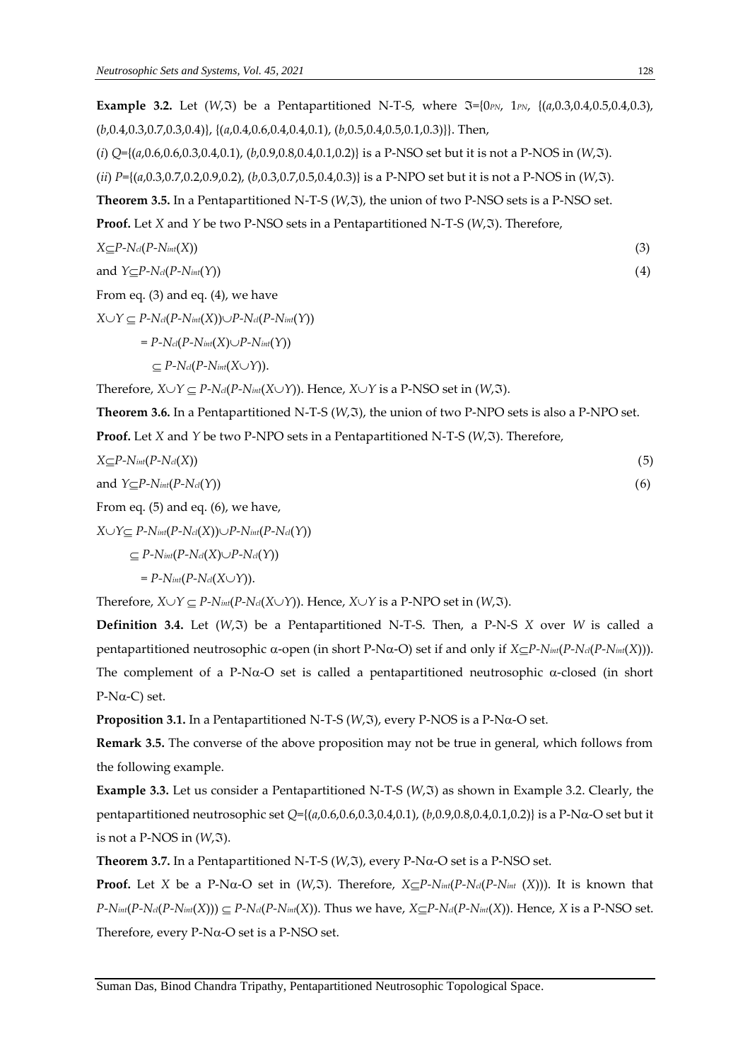**Example 3.2.** Let $(W,\Im)$ be a Pentapartitioned N-T-S, where $\Im=\{0_{PN}, 1_{PN}, \{(a,0.3,0.4,0.5,0.4,0.3), (b,0.4,0.3,0.7,0.3,0.4)\}, \{(a,0.4,0.6,0.4,0.4,0.1), (b,0.5,0.4,0.5,0.1,0.3)\}\}$. Then,

(*i*) $Q=\{(a,0.6,0.6,0.3,0.4,0.1), (b,0.9,0.8,0.4,0.1,0.2)\}$ is a P-NSO set but it is not a P-NOS in $(W,\Im)$.

(*ii*) $P=\{(a,0.3,0.7,0.2,0.9,0.2), (b,0.3,0.7,0.5,0.4,0.3)\}$ is a P-NPO set but it is not a P-NOS in $(W,\Im)$.

**Theorem 3.5.** In a Pentapartitioned N-T-S $(W,\Im)$, the union of two P-NSO sets is a P-NSO set.

**Proof.** Let $X$ and $Y$ be two P-NSO sets in a Pentapartitioned N-T-S $(W,\Im)$. Therefore,

$$X\subseteq P\text{-}N_{cl}(P\text{-}N_{int}(X)) \tag{3}$$

$$\text{and } Y\subseteq P\text{-}N_{cl}(P\text{-}N_{int}(Y)) \tag{4}$$

From eq. (3) and eq. (4), we have

$$\begin{aligned} X\cup Y &\subseteq P\text{-}N_{cl}(P\text{-}N_{int}(X))\cup P\text{-}N_{cl}(P\text{-}N_{int}(Y)) \\ &= P\text{-}N_{cl}(P\text{-}N_{int}(X)\cup P\text{-}N_{int}(Y)) \\ &\subseteq P\text{-}N_{cl}(P\text{-}N_{int}(X\cup Y)). \end{aligned}$$

Therefore, $X\cup Y \subseteq P\text{-}N_{cl}(P\text{-}N_{int}(X\cup Y))$. Hence, $X\cup Y$ is a P-NSO set in $(W,\Im)$.

**Theorem 3.6.** In a Pentapartitioned N-T-S $(W,\Im)$, the union of two P-NPO sets is also a P-NPO set.

**Proof.** Let $X$ and $Y$ be two P-NPO sets in a Pentapartitioned N-T-S $(W,\Im)$. Therefore,

$$X\subseteq P\text{-}N_{int}(P\text{-}N_{cl}(X)) \tag{5}$$

$$\text{and } Y\subseteq P\text{-}N_{int}(P\text{-}N_{cl}(Y)) \tag{6}$$

From eq. (5) and eq. (6), we have,

$$\begin{aligned} X\cup Y &\subseteq P\text{-}N_{int}(P\text{-}N_{cl}(X))\cup P\text{-}N_{int}(P\text{-}N_{cl}(Y)) \\ &\subseteq P\text{-}N_{int}(P\text{-}N_{cl}(X)\cup P\text{-}N_{cl}(Y)) \\ &= P\text{-}N_{int}(P\text{-}N_{cl}(X\cup Y)). \end{aligned}$$

Therefore, $X\cup Y \subseteq P\text{-}N_{int}(P\text{-}N_{cl}(X\cup Y))$. Hence, $X\cup Y$ is a P-NPO set in $(W,\Im)$.

**Definition 3.4.** Let $(W,\Im)$ be a Pentapartitioned N-T-S. Then, a P-N-S $X$ over $W$ is called a pentapartitioned neutrosophic $\alpha$-open (in short P-N$\alpha$-O) set if and only if $X\subseteq P\text{-}N_{int}(P\text{-}N_{cl}(P\text{-}N_{int}(X)))$. The complement of a P-N$\alpha$-O set is called a pentapartitioned neutrosophic $\alpha$-closed (in short P-N$\alpha$-C) set.

**Proposition 3.1.** In a Pentapartitioned N-T-S $(W,\Im)$, every P-NOS is a P-N$\alpha$-O set.

**Remark 3.5.** The converse of the above proposition may not be true in general, which follows from the following example.

**Example 3.3.** Let us consider a Pentapartitioned N-T-S $(W,\Im)$ as shown in Example 3.2. Clearly, the pentapartitioned neutrosophic set $Q=\{(a,0.6,0.6,0.3,0.4,0.1), (b,0.9,0.8,0.4,0.1,0.2)\}$ is a P-N$\alpha$-O set but it is not a P-NOS in $(W,\Im)$.

**Theorem 3.7.** In a Pentapartitioned N-T-S $(W,\Im)$, every P-N$\alpha$-O set is a P-NSO set.

**Proof.** Let $X$ be a P-N$\alpha$-O set in $(W,\Im)$. Therefore, $X\subseteq P\text{-}N_{int}(P\text{-}N_{cl}(P\text{-}N_{int}(X)))$. It is known that $P\text{-}N_{int}(P\text{-}N_{cl}(P\text{-}N_{int}(X))) \subseteq P\text{-}N_{cl}(P\text{-}N_{int}(X))$. Thus we have, $X\subseteq P\text{-}N_{cl}(P\text{-}N_{int}(X))$. Hence, $X$ is a P-NSO set. Therefore, every P-N$\alpha$-O set is a P-NSO set.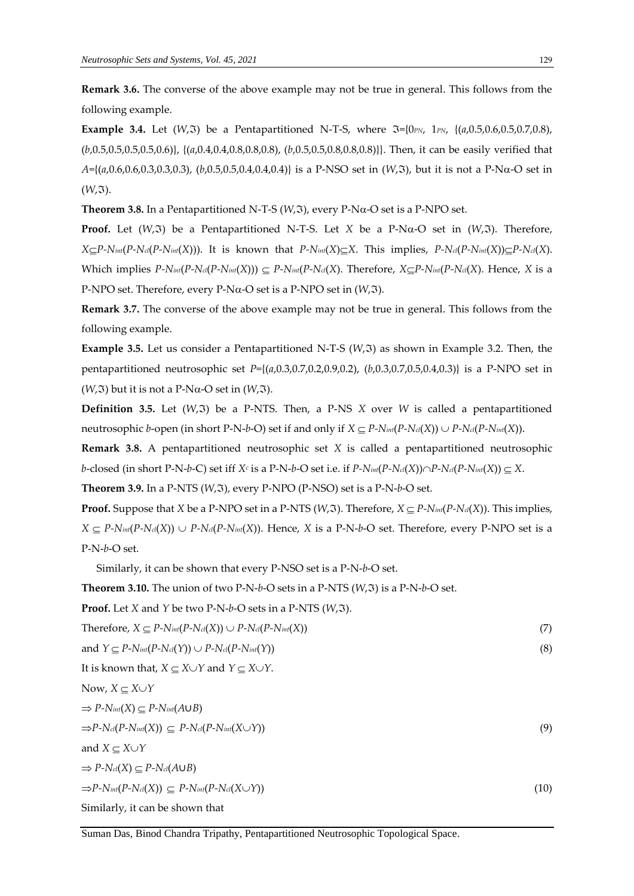**Remark 3.6.** The converse of the above example may not be true in general. This follows from the following example.

**Example 3.4.** Let $(W,\mathfrak{I})$ be a Pentapartitioned N-T-S, where $\mathfrak{I}=\{0_{PN}, 1_{PN}, \{(a,0.5,0.6,0.5,0.7,0.8), (b,0.5,0.5,0.5,0.5,0.6)\}, \{(a,0.4,0.4,0.8,0.8,0.8), (b,0.5,0.5,0.8,0.8,0.8)\}\}$. Then, it can be easily verified that $A=\{(a,0.6,0.6,0.3,0.3,0.3), (b,0.5,0.5,0.4,0.4,0.4)\}$ is a P-NSO set in $(W,\mathfrak{I})$, but it is not a P-N$\alpha$-O set in $(W,\mathfrak{I})$.

**Theorem 3.8.** In a Pentapartitioned N-T-S $(W,\mathfrak{I})$, every P-N$\alpha$-O set is a P-NPO set.

**Proof.** Let $(W,\mathfrak{I})$ be a Pentapartitioned N-T-S. Let $X$ be a P-N$\alpha$-O set in $(W,\mathfrak{I})$. Therefore, $X\subseteq P\text{-}N_{int}(P\text{-}N_{cl}(P\text{-}N_{int}(X)))$. It is known that $P\text{-}N_{int}(X)\subseteq X$. This implies, $P\text{-}N_{cl}(P\text{-}N_{int}(X))\subseteq P\text{-}N_{cl}(X)$. Which implies $P\text{-}N_{int}(P\text{-}N_{cl}(P\text{-}N_{int}(X))) \subseteq P\text{-}N_{int}(P\text{-}N_{cl}(X)$. Therefore, $X\subseteq P\text{-}N_{int}(P\text{-}N_{cl}(X)$. Hence, $X$ is a P-NPO set. Therefore, every P-N$\alpha$-O set is a P-NPO set in $(W,\mathfrak{I})$.

**Remark 3.7.** The converse of the above example may not be true in general. This follows from the following example.

**Example 3.5.** Let us consider a Pentapartitioned N-T-S $(W,\mathfrak{I})$ as shown in Example 3.2. Then, the pentapartitioned neutrosophic set $P=\{(a,0.3,0.7,0.2,0.9,0.2), (b,0.3,0.7,0.5,0.4,0.3)\}$ is a P-NPO set in $(W,\mathfrak{I})$ but it is not a P-N$\alpha$-O set in $(W,\mathfrak{I})$.

**Definition 3.5.** Let $(W,\mathfrak{I})$ be a P-NTS. Then, a P-NS $X$ over $W$ is called a pentapartitioned neutrosophic $b$-open (in short P-N-$b$-O) set if and only if $X \subseteq P\text{-}N_{int}(P\text{-}N_{cl}(X)) \cup P\text{-}N_{cl}(P\text{-}N_{int}(X))$.

**Remark 3.8.** A pentapartitioned neutrosophic set $X$ is called a pentapartitioned neutrosophic $b$-closed (in short P-N-$b$-C) set iff $X^c$ is a P-N-$b$-O set i.e. if $P\text{-}N_{int}(P\text{-}N_{cl}(X))\cap P\text{-}N_{cl}(P\text{-}N_{int}(X)) \subseteq X$.

**Theorem 3.9.** In a P-NTS $(W,\mathfrak{I})$, every P-NPO (P-NSO) set is a P-N-$b$-O set.

**Proof.** Suppose that $X$ be a P-NPO set in a P-NTS $(W,\mathfrak{I})$. Therefore, $X \subseteq P\text{-}N_{int}(P\text{-}N_{cl}(X))$. This implies, $X \subseteq P\text{-}N_{int}(P\text{-}N_{cl}(X)) \cup P\text{-}N_{cl}(P\text{-}N_{int}(X))$. Hence, $X$ is a P-N-$b$-O set. Therefore, every P-NPO set is a P-N-$b$-O set.

Similarly, it can be shown that every P-NSO set is a P-N-$b$-O set.

**Theorem 3.10.** The union of two P-N-$b$-O sets in a P-NTS $(W,\mathfrak{I})$ is a P-N-$b$-O set.

**Proof.** Let $X$ and $Y$ be two P-N-$b$-O sets in a P-NTS $(W,\mathfrak{I})$.

Therefore, $X \subseteq P\text{-}N_{int}(P\text{-}N_{cl}(X)) \cup P\text{-}N_{cl}(P\text{-}N_{int}(X))$ (7)

and $Y \subseteq P\text{-}N_{int}(P\text{-}N_{cl}(Y)) \cup P\text{-}N_{cl}(P\text{-}N_{int}(Y))$ (8)

It is known that, $X \subseteq X\cup Y$ and $Y \subseteq X\cup Y$.

Now, $X \subseteq X\cup Y$

$\Rightarrow P\text{-}N_{int}(X) \subseteq P\text{-}N_{int}(A\cup B)$

$\Rightarrow P\text{-}N_{cl}(P\text{-}N_{int}(X)) \subseteq P\text{-}N_{cl}(P\text{-}N_{int}(X\cup Y))$ (9)

and $X \subseteq X\cup Y$

$\Rightarrow P\text{-}N_{cl}(X) \subseteq P\text{-}N_{cl}(A\cup B)$

$\Rightarrow P\text{-}N_{int}(P\text{-}N_{cl}(X)) \subseteq P\text{-}N_{int}(P\text{-}N_{cl}(X\cup Y))$ (10)

Similarly, it can be shown that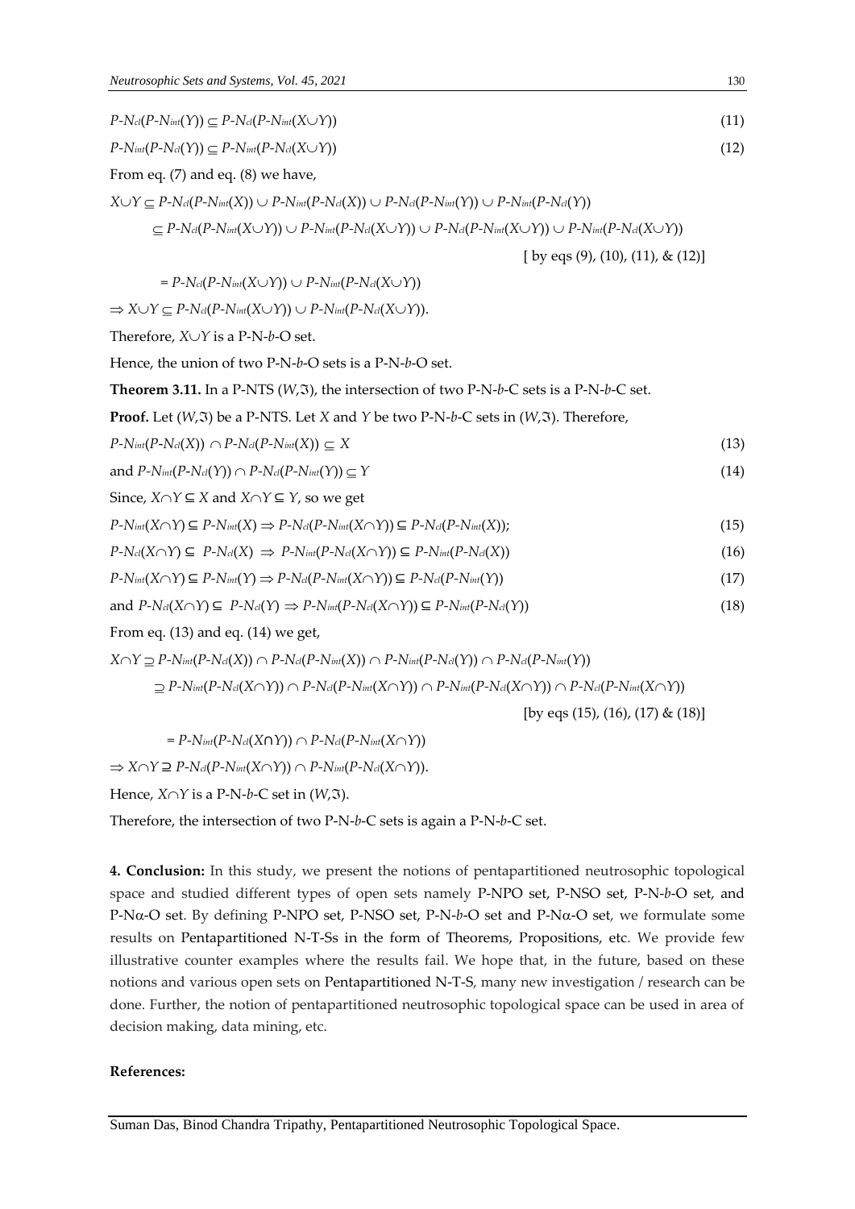$$P\text{-}N_{cl}(P\text{-}N_{int}(Y)) \subseteq P\text{-}N_{cl}(P\text{-}N_{int}(X\cup Y)) \tag{11}$$

$$P\text{-}N_{int}(P\text{-}N_{cl}(Y)) \subseteq P\text{-}N_{int}(P\text{-}N_{cl}(X\cup Y)) \tag{12}$$

From eq. (7) and eq. (8) we have,

$$X\cup Y \subseteq P\text{-}N_{cl}(P\text{-}N_{int}(X)) \cup P\text{-}N_{int}(P\text{-}N_{cl}(X)) \cup P\text{-}N_{cl}(P\text{-}N_{int}(Y)) \cup P\text{-}N_{int}(P\text{-}N_{cl}(Y))$$

$$\subseteq P\text{-}N_{cl}(P\text{-}N_{int}(X\cup Y)) \cup P\text{-}N_{int}(P\text{-}N_{cl}(X\cup Y)) \cup P\text{-}N_{cl}(P\text{-}N_{int}(X\cup Y)) \cup P\text{-}N_{int}(P\text{-}N_{cl}(X\cup Y))$$

[ by eqs (9), (10), (11), & (12)]

$$= P\text{-}N_{cl}(P\text{-}N_{int}(X\cup Y)) \cup P\text{-}N_{int}(P\text{-}N_{cl}(X\cup Y))$$

$$\Rightarrow X\cup Y \subseteq P\text{-}N_{cl}(P\text{-}N_{int}(X\cup Y)) \cup P\text{-}N_{int}(P\text{-}N_{cl}(X\cup Y)).$$

Therefore, $X\cup Y$ is a P-N-*b*-O set.

Hence, the union of two P-N-*b*-O sets is a P-N-*b*-O set.

**Theorem 3.11.** In a P-NTS $(W,\mathfrak{I})$, the intersection of two P-N-*b*-C sets is a P-N-*b*-C set.

**Proof.** Let $(W,\mathfrak{I})$ be a P-NTS. Let $X$ and $Y$ be two P-N-*b*-C sets in $(W,\mathfrak{I})$. Therefore,

$$P\text{-}N_{int}(P\text{-}N_{cl}(X)) \cap P\text{-}N_{cl}(P\text{-}N_{int}(X)) \subseteq X \tag{13}$$

$$\text{and } P\text{-}N_{int}(P\text{-}N_{cl}(Y)) \cap P\text{-}N_{cl}(P\text{-}N_{int}(Y)) \subseteq Y \tag{14}$$

Since, $X\cap Y \subseteq X$ and $X\cap Y \subseteq Y$, so we get

$$P\text{-}N_{int}(X\cap Y) \subseteq P\text{-}N_{int}(X) \Rightarrow P\text{-}N_{cl}(P\text{-}N_{int}(X\cap Y)) \subseteq P\text{-}N_{cl}(P\text{-}N_{int}(X)); \tag{15}$$

$$P\text{-}N_{cl}(X\cap Y) \subseteq P\text{-}N_{cl}(X) \Rightarrow P\text{-}N_{int}(P\text{-}N_{cl}(X\cap Y)) \subseteq P\text{-}N_{int}(P\text{-}N_{cl}(X)) \tag{16}$$

$$P\text{-}N_{int}(X\cap Y) \subseteq P\text{-}N_{int}(Y) \Rightarrow P\text{-}N_{cl}(P\text{-}N_{int}(X\cap Y)) \subseteq P\text{-}N_{cl}(P\text{-}N_{int}(Y)) \tag{17}$$

$$\text{and } P\text{-}N_{cl}(X\cap Y) \subseteq P\text{-}N_{cl}(Y) \Rightarrow P\text{-}N_{int}(P\text{-}N_{cl}(X\cap Y)) \subseteq P\text{-}N_{int}(P\text{-}N_{cl}(Y)) \tag{18}$$

From eq. (13) and eq. (14) we get,

$$X\cap Y \supseteq P\text{-}N_{int}(P\text{-}N_{cl}(X)) \cap P\text{-}N_{cl}(P\text{-}N_{int}(X)) \cap P\text{-}N_{int}(P\text{-}N_{cl}(Y)) \cap P\text{-}N_{cl}(P\text{-}N_{int}(Y))$$

$$\supseteq P\text{-}N_{int}(P\text{-}N_{cl}(X\cap Y)) \cap P\text{-}N_{cl}(P\text{-}N_{int}(X\cap Y)) \cap P\text{-}N_{int}(P\text{-}N_{cl}(X\cap Y)) \cap P\text{-}N_{cl}(P\text{-}N_{int}(X\cap Y))$$

[by eqs (15), (16), (17) & (18)]

$$= P\text{-}N_{int}(P\text{-}N_{cl}(X\cap Y)) \cap P\text{-}N_{cl}(P\text{-}N_{int}(X\cap Y))$$

$$\Rightarrow X\cap Y \supseteq P\text{-}N_{cl}(P\text{-}N_{int}(X\cap Y)) \cap P\text{-}N_{int}(P\text{-}N_{cl}(X\cap Y)).$$

Hence, $X\cap Y$ is a P-N-*b*-C set in $(W,\mathfrak{I})$.

Therefore, the intersection of two P-N-*b*-C sets is again a P-N-*b*-C set.

## 4. Conclusion:

In this study, we present the notions of pentapartitioned neutrosophic topological space and studied different types of open sets namely P-NPO set, P-NSO set, P-N-*b*-O set, and P-Nα-O set. By defining P-NPO set, P-NSO set, P-N-*b*-O set and P-Nα-O set, we formulate some results on Pentapartitioned N-T-Ss in the form of Theorems, Propositions, etc. We provide few illustrative counter examples where the results fail. We hope that, in the future, based on these notions and various open sets on Pentapartitioned N-T-S, many new investigation / research can be done. Further, the notion of pentapartitioned neutrosophic topological space can be used in area of decision making, data mining, etc.

**References:**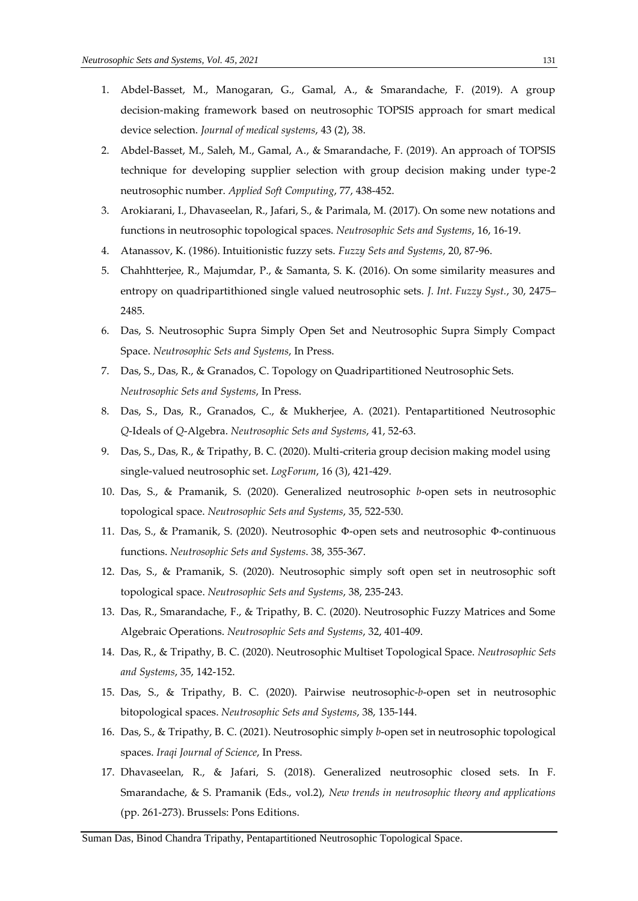1. Abdel-Basset, M., Manogaran, G., Gamal, A., & Smarandache, F. (2019). A group decision-making framework based on neutrosophic TOPSIS approach for smart medical device selection. *Journal of medical systems*, 43 (2), 38.
2. Abdel-Basset, M., Saleh, M., Gamal, A., & Smarandache, F. (2019). An approach of TOPSIS technique for developing supplier selection with group decision making under type-2 neutrosophic number. *Applied Soft Computing*, 77, 438-452.
3. Arokiarani, I., Dhavaseelan, R., Jafari, S., & Parimala, M. (2017). On some new notations and functions in neutrosophic topological spaces. *Neutrosophic Sets and Systems*, 16, 16-19.
4. Atanassov, K. (1986). Intuitionistic fuzzy sets. *Fuzzy Sets and Systems*, 20, 87-96.
5. Chahhtterjee, R., Majumdar, P., & Samanta, S. K. (2016). On some similarity measures and entropy on quadripartithioned single valued neutrosophic sets. *J. Int. Fuzzy Syst.*, 30, 2475–2485.
6. Das, S. Neutrosophic Supra Simply Open Set and Neutrosophic Supra Simply Compact Space. *Neutrosophic Sets and Systems*, In Press.
7. Das, S., Das, R., & Granados, C. Topology on Quadripartitioned Neutrosophic Sets. *Neutrosophic Sets and Systems*, In Press.
8. Das, S., Das, R., Granados, C., & Mukherjee, A. (2021). Pentapartitioned Neutrosophic *Q*-Ideals of *Q*-Algebra. *Neutrosophic Sets and Systems*, 41, 52-63.
9. Das, S., Das, R., & Tripathy, B. C. (2020). Multi-criteria group decision making model using single-valued neutrosophic set. *LogForum*, 16 (3), 421-429.
10. Das, S., & Pramanik, S. (2020). Generalized neutrosophic *b*-open sets in neutrosophic topological space. *Neutrosophic Sets and Systems*, 35, 522-530.
11. Das, S., & Pramanik, S. (2020). Neutrosophic Φ-open sets and neutrosophic Φ-continuous functions. *Neutrosophic Sets and Systems*. 38, 355-367.
12. Das, S., & Pramanik, S. (2020). Neutrosophic simply soft open set in neutrosophic soft topological space. *Neutrosophic Sets and Systems*, 38, 235-243.
13. Das, R., Smarandache, F., & Tripathy, B. C. (2020). Neutrosophic Fuzzy Matrices and Some Algebraic Operations. *Neutrosophic Sets and Systems*, 32, 401-409.
14. Das, R., & Tripathy, B. C. (2020). Neutrosophic Multiset Topological Space. *Neutrosophic Sets and Systems*, 35, 142-152.
15. Das, S., & Tripathy, B. C. (2020). Pairwise neutrosophic-*b*-open set in neutrosophic bitopological spaces. *Neutrosophic Sets and Systems*, 38, 135-144.
16. Das, S., & Tripathy, B. C. (2021). Neutrosophic simply *b*-open set in neutrosophic topological spaces. *Iraqi Journal of Science*, In Press.
17. Dhavaseelan, R., & Jafari, S. (2018). Generalized neutrosophic closed sets. In F. Smarandache, & S. Pramanik (Eds., vol.2), *New trends in neutrosophic theory and applications* (pp. 261-273). Brussels: Pons Editions.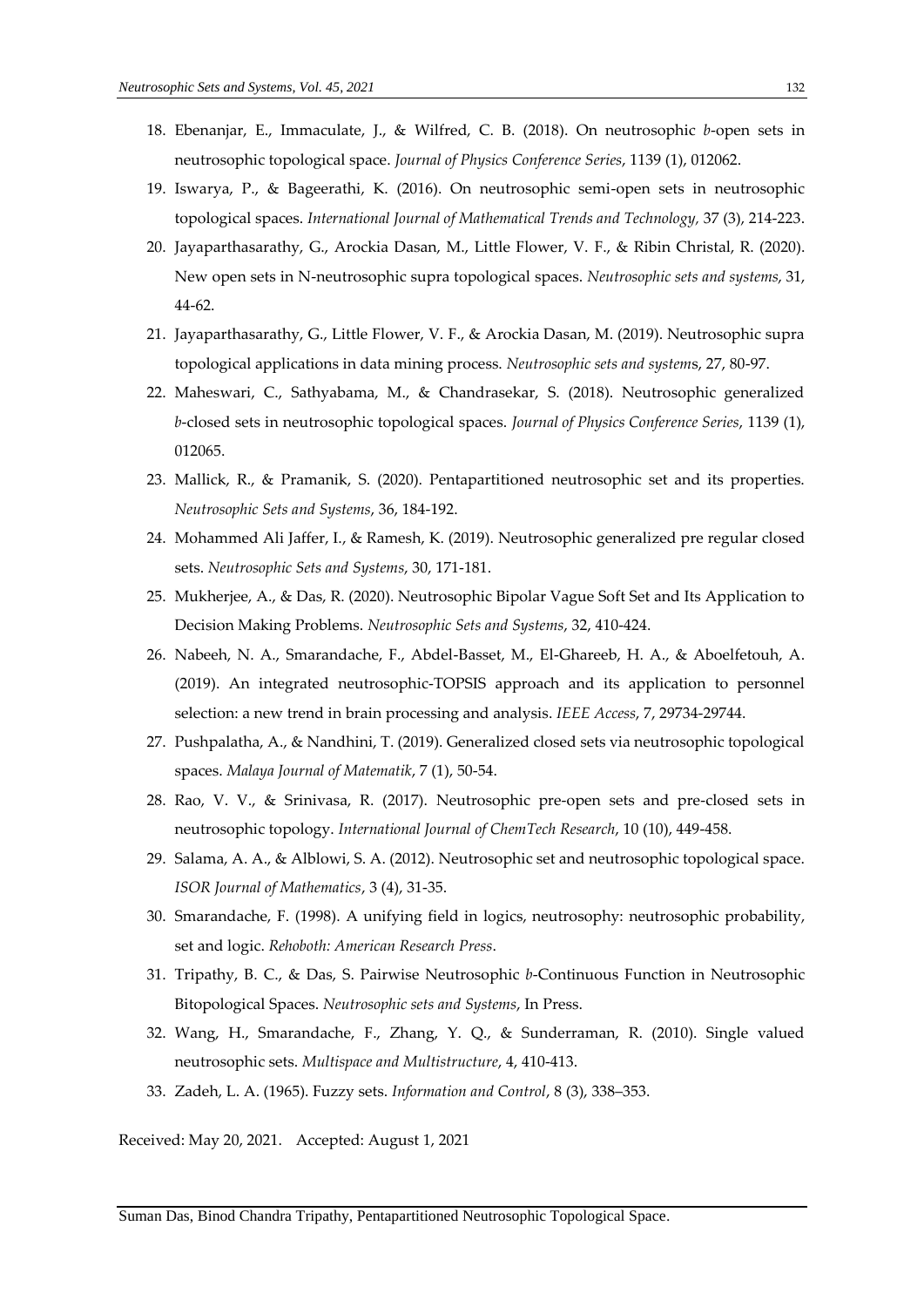18. Ebenanjar, E., Immaculate, J., & Wilfred, C. B. (2018). On neutrosophic *b*-open sets in neutrosophic topological space. *Journal of Physics Conference Series*, 1139 (1), 012062.
19. Iswarya, P., & Bageerathi, K. (2016). On neutrosophic semi-open sets in neutrosophic topological spaces. *International Journal of Mathematical Trends and Technology,* 37 (3), 214-223.
20. Jayaparthasarathy, G., Arockia Dasan, M., Little Flower, V. F., & Ribin Christal, R. (2020). New open sets in N-neutrosophic supra topological spaces. *Neutrosophic sets and systems*, 31, 44-62.
21. Jayaparthasarathy, G., Little Flower, V. F., & Arockia Dasan, M. (2019). Neutrosophic supra topological applications in data mining process. *Neutrosophic sets and systems*, 27, 80-97.
22. Maheswari, C., Sathyabama, M., & Chandrasekar, S. (2018). Neutrosophic generalized *b*-closed sets in neutrosophic topological spaces. *Journal of Physics Conference Series*, 1139 (1), 012065.
23. Mallick, R., & Pramanik, S. (2020). Pentapartitioned neutrosophic set and its properties. *Neutrosophic Sets and Systems*, 36, 184-192.
24. Mohammed Ali Jaffer, I., & Ramesh, K. (2019). Neutrosophic generalized pre regular closed sets. *Neutrosophic Sets and Systems*, 30, 171-181.
25. Mukherjee, A., & Das, R. (2020). Neutrosophic Bipolar Vague Soft Set and Its Application to Decision Making Problems. *Neutrosophic Sets and Systems*, 32, 410-424.
26. Nabeeh, N. A., Smarandache, F., Abdel-Basset, M., El-Ghareeb, H. A., & Aboelfetouh, A. (2019). An integrated neutrosophic-TOPSIS approach and its application to personnel selection: a new trend in brain processing and analysis. *IEEE Access*, 7, 29734-29744.
27. Pushpalatha, A., & Nandhini, T. (2019). Generalized closed sets via neutrosophic topological spaces. *Malaya Journal of Matematik*, 7 (1), 50-54.
28. Rao, V. V., & Srinivasa, R. (2017). Neutrosophic pre-open sets and pre-closed sets in neutrosophic topology. *International Journal of ChemTech Research*, 10 (10), 449-458.
29. Salama, A. A., & Alblowi, S. A. (2012). Neutrosophic set and neutrosophic topological space. *ISOR Journal of Mathematics*, 3 (4), 31-35.
30. Smarandache, F. (1998). A unifying field in logics, neutrosophy: neutrosophic probability, set and logic. *Rehoboth: American Research Press*.
31. Tripathy, B. C., & Das, S. Pairwise Neutrosophic *b*-Continuous Function in Neutrosophic Bitopological Spaces. *Neutrosophic sets and Systems*, In Press.
32. Wang, H., Smarandache, F., Zhang, Y. Q., & Sunderraman, R. (2010). Single valued neutrosophic sets. *Multispace and Multistructure*, 4, 410-413.
33. Zadeh, L. A. (1965). Fuzzy sets. *Information and Control*, 8 (3), 338–353.

Received: May 20, 2021. Accepted: August 1, 2021